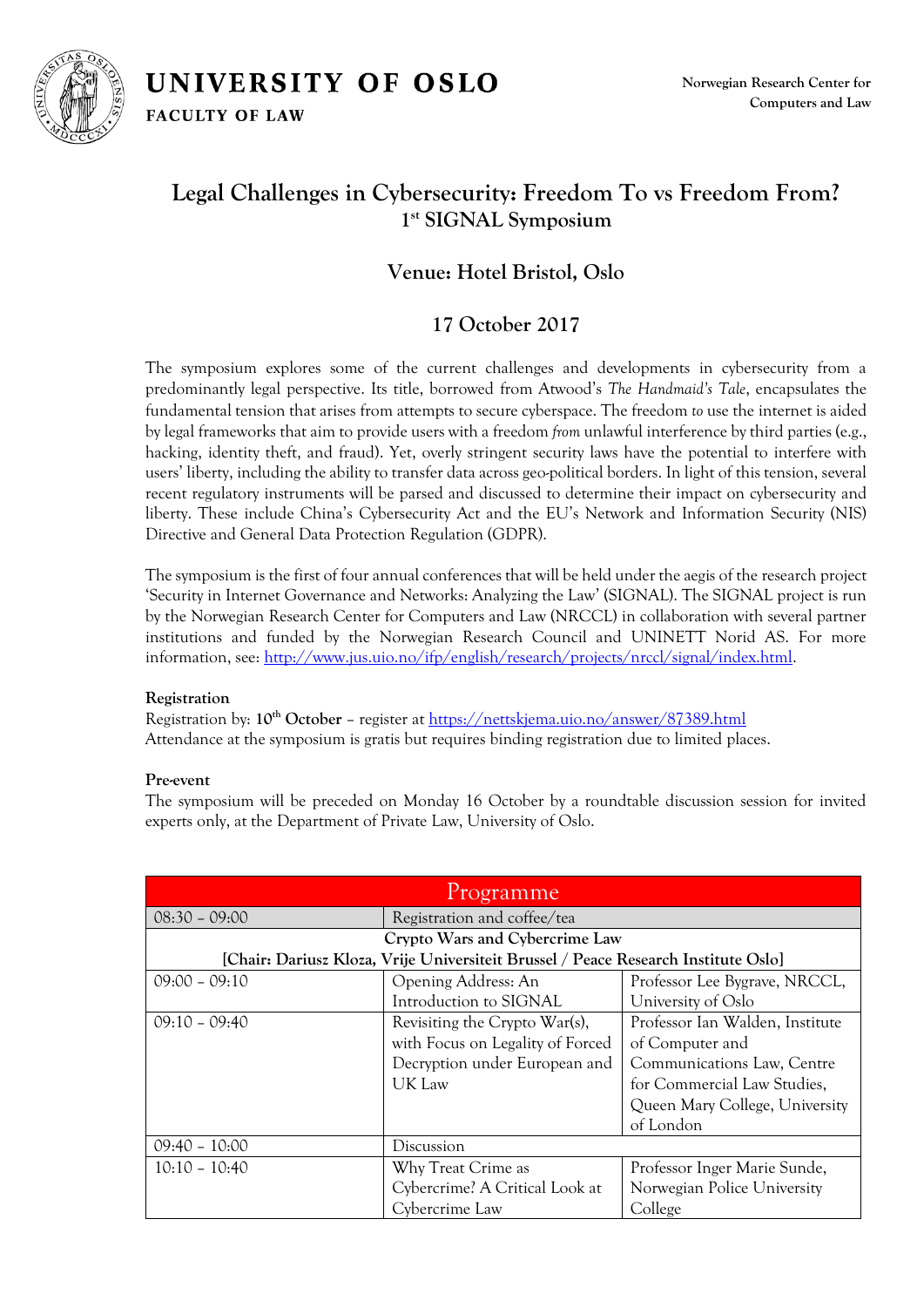UNIVERSITY OF OSLO

FACULTY OF LAW

Norwegian Research Center for Computers and Law

# Legal Challenges in Cybersecurity: Freedom To vs Freedom From?

## 1st SIGNAL Symposium

## Venue: Hotel Bristol, Oslo

## 17 October 2017

The symposium explores some of the current challenges and developments in cybersecurity from a predominantly legal perspective. Its title, borrowed from Atwood's *The Handmaid's Tale*, encapsulates the fundamental tension that arises from attempts to secure cyberspace. The freedom *to* use the internet is aided by legal frameworks that aim to provide users with a freedom *from* unlawful interference by third parties (e.g., hacking, identity theft, and fraud). Yet, overly stringent security laws have the potential to interfere with users' liberty, including the ability to transfer data across geo-political borders. In light of this tension, several recent regulatory instruments will be parsed and discussed to determine their impact on cybersecurity and liberty. These include China's Cybersecurity Act and the EU's Network and Information Security (NIS) Directive and General Data Protection Regulation (GDPR).

The symposium is the first of four annual conferences that will be held under the aegis of the research project 'Security in Internet Governance and Networks: Analyzing the Law' (SIGNAL). The SIGNAL project is run by the Norwegian Research Center for Computers and Law (NRCCL) in collaboration with several partner institutions and funded by the Norwegian Research Council and UNINETT Norid AS. For more information, see: http://www.jus.uio.no/ifp/english/research/projects/nrccl/signal/index.html.

**Registration**

Registration by: **10th October** – register at https://nettskjema.uio.no/answer/87389.html
Attendance at the symposium is gratis but requires binding registration due to limited places.

**Pre-event**

The symposium will be preceded on Monday 16 October by a roundtable discussion session for invited experts only, at the Department of Private Law, University of Oslo.

| Programme | | |
|---|---|---|
| 08:30 – 09:00 | Registration and coffee/tea | |
| **Crypto Wars and Cybercrime Law [Chair: Dariusz Kloza, Vrije Universiteit Brussel / Peace Research Institute Oslo]** | | |
| 09:00 – 09:10 | Opening Address: An Introduction to SIGNAL | Professor Lee Bygrave, NRCCL, University of Oslo |
| 09:10 – 09:40 | Revisiting the Crypto War(s), with Focus on Legality of Forced Decryption under European and UK Law | Professor Ian Walden, Institute of Computer and Communications Law, Centre for Commercial Law Studies, Queen Mary College, University of London |
| 09:40 – 10:00 | Discussion | |
| 10:10 – 10:40 | Why Treat Crime as Cybercrime? A Critical Look at Cybercrime Law | Professor Inger Marie Sunde, Norwegian Police University College |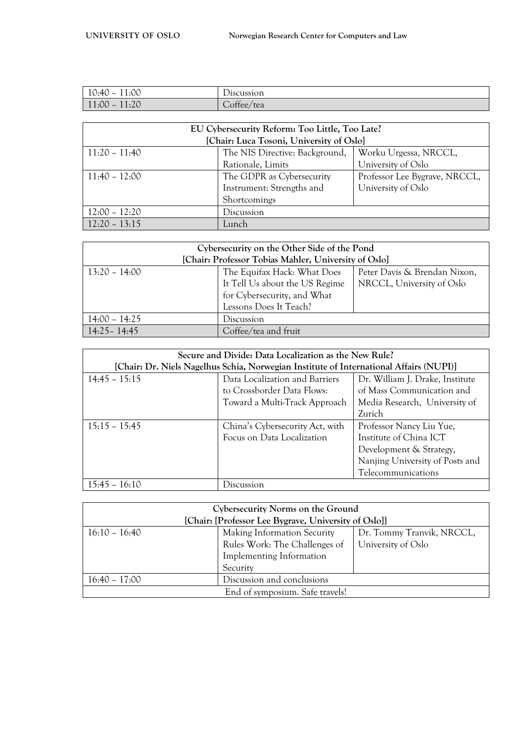| | |
|---|---|
| 10:40 – 11:00 | Discussion |
| 11:00 – 11:20 | Coffee/tea |

| **EU Cybersecurity Reform: Too Little, Too Late?** [Chair: Luca Tosoni, University of Oslo] | | |
|---|---|---|
| 11:20 – 11:40 | The NIS Directive: Background, Rationale, Limits | Worku Urgessa, NRCCL, University of Oslo |
| 11:40 – 12:00 | The GDPR as Cybersecurity Instrument: Strengths and Shortcomings | Professor Lee Bygrave, NRCCL, University of Oslo |
| 12:00 – 12:20 | Discussion | |
| 12:20 – 13:15 | Lunch | |

| **Cybersecurity on the Other Side of the Pond** [Chair: Professor Tobias Mahler, University of Oslo] | | |
|---|---|---|
| 13:20 – 14:00 | The Equifax Hack: What Does It Tell Us about the US Regime for Cybersecurity, and What Lessons Does It Teach? | Peter Davis & Brendan Nixon, NRCCL, University of Oslo |
| 14:00 – 14:25 | Discussion | |
| 14:25– 14:45 | Coffee/tea and fruit | |

| **Secure and Divide: Data Localization as the New Rule?** [Chair: Dr. Niels Nagelhus Schia, Norwegian Institute of International Affairs (NUPI)] | | |
|---|---|---|
| 14:45 – 15:15 | Data Localization and Barriers to Crossborder Data Flows: Toward a Multi-Track Approach | Dr. William J. Drake, Institute of Mass Communication and Media Research, University of Zurich |
| 15:15 – 15:45 | China's Cybersecurity Act, with Focus on Data Localization | Professor Nancy Liu Yue, Institute of China ICT Development & Strategy, Nanjing University of Posts and Telecommunications |
| 15:45 – 16:10 | Discussion | |

| **Cybersecurity Norms on the Ground** [Chair: [Professor Lee Bygrave, University of Oslo]] | | |
|---|---|---|
| 16:10 – 16:40 | Making Information Security Rules Work: The Challenges of Implementing Information Security | Dr. Tommy Tranvik, NRCCL, University of Oslo |
| 16:40 – 17:00 | Discussion and conclusions | |
| End of symposium. Safe travels! | | |